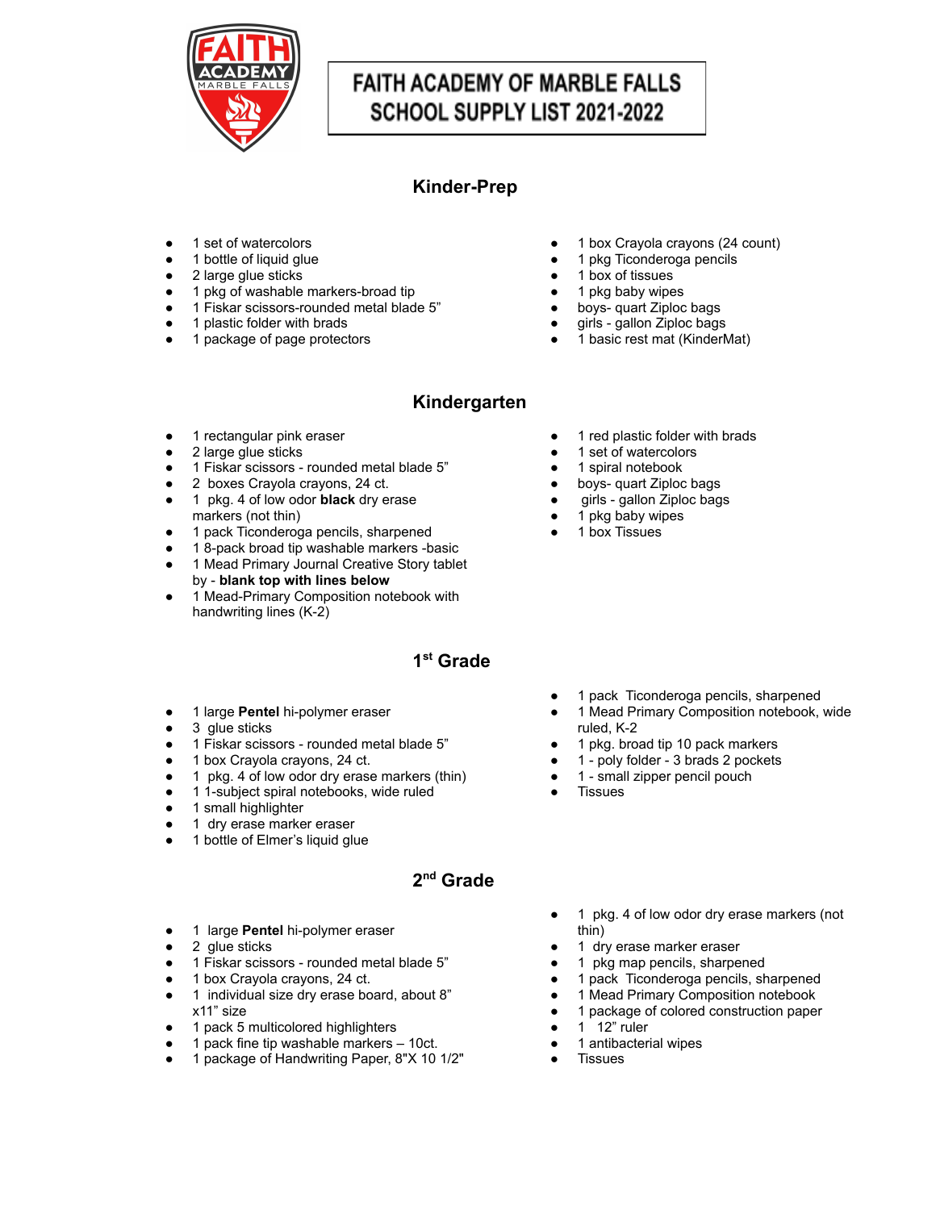# FAITH ACADEMY OF MARBLE FALLS SCHOOL SUPPLY LIST 2021-2022

## Kinder-Prep

- 1 set of watercolors
- 1 bottle of liquid glue
- 2 large glue sticks
- 1 pkg of washable markers-broad tip
- 1 Fiskar scissors-rounded metal blade 5"
- 1 plastic folder with brads
- 1 package of page protectors
- 1 box Crayola crayons (24 count)
- 1 pkg Ticonderoga pencils
- 1 box of tissues
- 1 pkg baby wipes
- boys- quart Ziploc bags
- girls - gallon Ziploc bags
- 1 basic rest mat (KinderMat)

## Kindergarten

- 1 rectangular pink eraser
- 2 large glue sticks
- 1 Fiskar scissors - rounded metal blade 5"
- 2 boxes Crayola crayons, 24 ct.
- 1 pkg. 4 of low odor **black** dry erase markers (not thin)
- 1 pack Ticonderoga pencils, sharpened
- 1 8-pack broad tip washable markers -basic
- 1 Mead Primary Journal Creative Story tablet by - **blank top with lines below**
- 1 Mead-Primary Composition notebook with handwriting lines (K-2)
- 1 red plastic folder with brads
- 1 set of watercolors
- 1 spiral notebook
- boys- quart Ziploc bags
- girls - gallon Ziploc bags
- 1 pkg baby wipes
- 1 box Tissues

## 1st Grade

- 1 large **Pentel** hi-polymer eraser
- 3 glue sticks
- 1 Fiskar scissors - rounded metal blade 5"
- 1 box Crayola crayons, 24 ct.
- 1 pkg. 4 of low odor dry erase markers (thin)
- 1 1-subject spiral notebooks, wide ruled
- 1 small highlighter
- 1 dry erase marker eraser
- 1 bottle of Elmer's liquid glue
- 1 pack Ticonderoga pencils, sharpened
- 1 Mead Primary Composition notebook, wide ruled, K-2
- 1 pkg. broad tip 10 pack markers
- 1 - poly folder - 3 brads 2 pockets
- 1 - small zipper pencil pouch
- Tissues

## 2nd Grade

- 1 large **Pentel** hi-polymer eraser
- 2 glue sticks
- 1 Fiskar scissors - rounded metal blade 5"
- 1 box Crayola crayons, 24 ct.
- 1 individual size dry erase board, about 8" x11" size
- 1 pack 5 multicolored highlighters
- 1 pack fine tip washable markers – 10ct.
- 1 package of Handwriting Paper, 8"X 10 1/2"
- 1 pkg. 4 of low odor dry erase markers (not thin)
- 1 dry erase marker eraser
- 1 pkg map pencils, sharpened
- 1 pack Ticonderoga pencils, sharpened
- 1 Mead Primary Composition notebook
- 1 package of colored construction paper
- 1 12" ruler
- 1 antibacterial wipes
- Tissues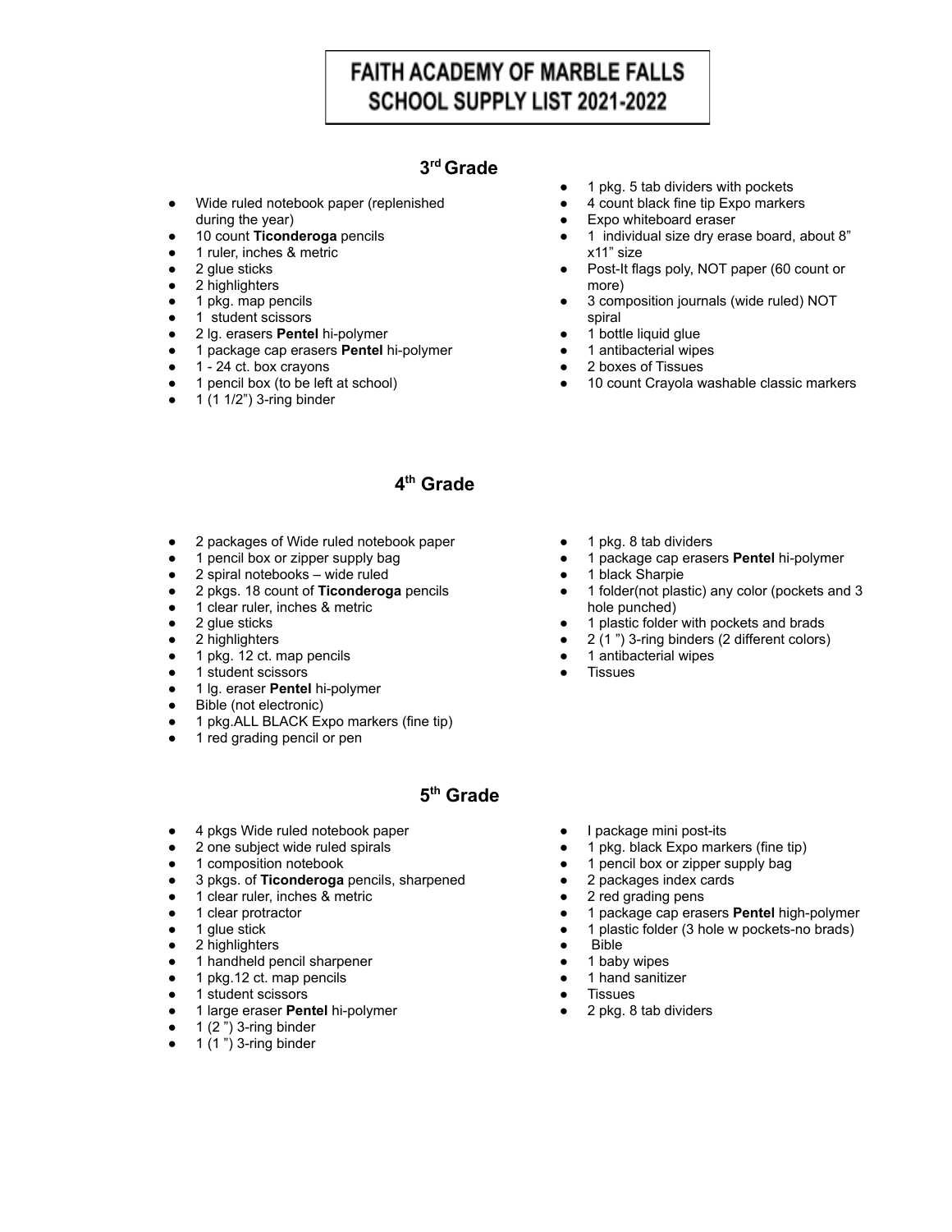# FAITH ACADEMY OF MARBLE FALLS
# SCHOOL SUPPLY LIST 2021-2022

## 3rd Grade

- Wide ruled notebook paper (replenished during the year)
- 10 count **Ticonderoga** pencils
- 1 ruler, inches & metric
- 2 glue sticks
- 2 highlighters
- 1 pkg. map pencils
- 1 student scissors
- 2 lg. erasers **Pentel** hi-polymer
- 1 package cap erasers **Pentel** hi-polymer
- 1 - 24 ct. box crayons
- 1 pencil box (to be left at school)
- 1 (1 1/2") 3-ring binder
- 1 pkg. 5 tab dividers with pockets
- 4 count black fine tip Expo markers
- Expo whiteboard eraser
- 1 individual size dry erase board, about 8" x11" size
- Post-It flags poly, NOT paper (60 count or more)
- 3 composition journals (wide ruled) NOT spiral
- 1 bottle liquid glue
- 1 antibacterial wipes
- 2 boxes of Tissues
- 10 count Crayola washable classic markers

## 4th Grade

- 2 packages of Wide ruled notebook paper
- 1 pencil box or zipper supply bag
- 2 spiral notebooks – wide ruled
- 2 pkgs. 18 count of **Ticonderoga** pencils
- 1 clear ruler, inches & metric
- 2 glue sticks
- 2 highlighters
- 1 pkg. 12 ct. map pencils
- 1 student scissors
- 1 lg. eraser **Pentel** hi-polymer
- Bible (not electronic)
- 1 pkg.ALL BLACK Expo markers (fine tip)
- 1 red grading pencil or pen
- 1 pkg. 8 tab dividers
- 1 package cap erasers **Pentel** hi-polymer
- 1 black Sharpie
- 1 folder(not plastic) any color (pockets and 3 hole punched)
- 1 plastic folder with pockets and brads
- 2 (1 ") 3-ring binders (2 different colors)
- 1 antibacterial wipes
- Tissues

## 5th Grade

- 4 pkgs Wide ruled notebook paper
- 2 one subject wide ruled spirals
- 1 composition notebook
- 3 pkgs. of **Ticonderoga** pencils, sharpened
- 1 clear ruler, inches & metric
- 1 clear protractor
- 1 glue stick
- 2 highlighters
- 1 handheld pencil sharpener
- 1 pkg.12 ct. map pencils
- 1 student scissors
- 1 large eraser **Pentel** hi-polymer
- 1 (2 ") 3-ring binder
- 1 (1 ") 3-ring binder
- I package mini post-its
- 1 pkg. black Expo markers (fine tip)
- 1 pencil box or zipper supply bag
- 2 packages index cards
- 2 red grading pens
- 1 package cap erasers **Pentel** high-polymer
- 1 plastic folder (3 hole w pockets-no brads)
- Bible
- 1 baby wipes
- 1 hand sanitizer
- Tissues
- 2 pkg. 8 tab dividers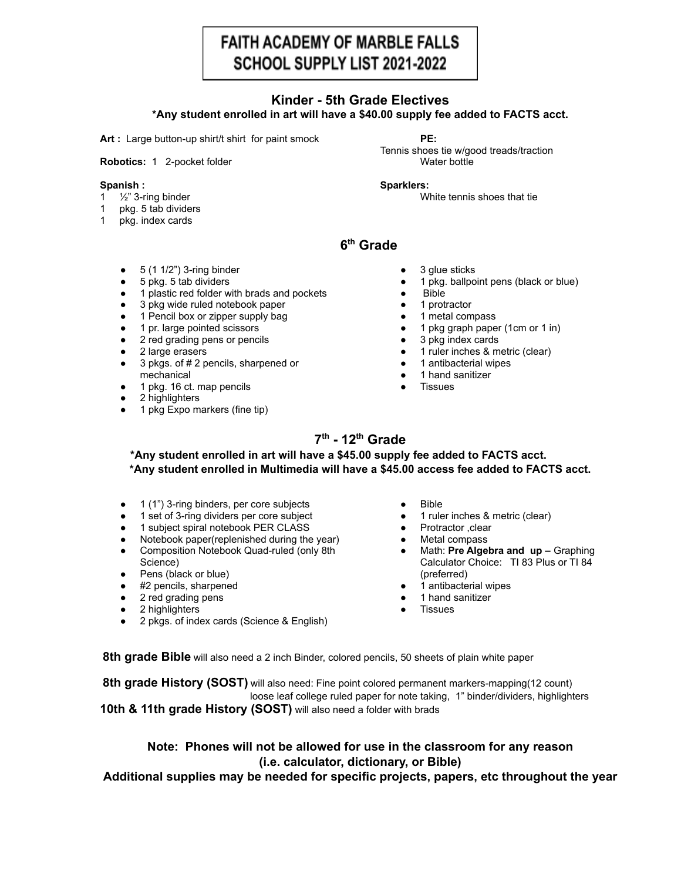# FAITH ACADEMY OF MARBLE FALLS
# SCHOOL SUPPLY LIST 2021-2022

## Kinder - 5th Grade Electives

**\*Any student enrolled in art will have a $40.00 supply fee added to FACTS acct.**

**Art :** Large button-up shirt/t shirt for paint smock

**Robotics:** 1 2-pocket folder

**Spanish :**
1 ½" 3-ring binder
1 pkg. 5 tab dividers
1 pkg. index cards

**PE:**
Tennis shoes tie w/good treads/traction
Water bottle

**Sparklers:**
White tennis shoes that tie

## 6th Grade

- 5 (1 1/2") 3-ring binder
- 5 pkg. 5 tab dividers
- 1 plastic red folder with brads and pockets
- 3 pkg wide ruled notebook paper
- 1 Pencil box or zipper supply bag
- 1 pr. large pointed scissors
- 2 red grading pens or pencils
- 2 large erasers
- 3 pkgs. of # 2 pencils, sharpened or mechanical
- 1 pkg. 16 ct. map pencils
- 2 highlighters
- 1 pkg Expo markers (fine tip)
- 3 glue sticks
- 1 pkg. ballpoint pens (black or blue)
- Bible
- 1 protractor
- 1 metal compass
- 1 pkg graph paper (1cm or 1 in)
- 3 pkg index cards
- 1 ruler inches & metric (clear)
- 1 antibacterial wipes
- 1 hand sanitizer
- Tissues

## 7th - 12th Grade

**\*Any student enrolled in art will have a $45.00 supply fee added to FACTS acct.**
**\*Any student enrolled in Multimedia will have a $45.00 access fee added to FACTS acct.**

- 1 (1") 3-ring binders, per core subjects
- 1 set of 3-ring dividers per core subject
- 1 subject spiral notebook PER CLASS
- Notebook paper(replenished during the year)
- Composition Notebook Quad-ruled (only 8th Science)
- Pens (black or blue)
- #2 pencils, sharpened
- 2 red grading pens
- 2 highlighters
- 2 pkgs. of index cards (Science & English)
- Bible
- 1 ruler inches & metric (clear)
- Protractor ,clear
- Metal compass
- Math: **Pre Algebra and up –** Graphing Calculator Choice: TI 83 Plus or TI 84 (preferred)
- 1 antibacterial wipes
- 1 hand sanitizer
- Tissues

**8th grade Bible** will also need a 2 inch Binder, colored pencils, 50 sheets of plain white paper

**8th grade History (SOST)** will also need: Fine point colored permanent markers-mapping(12 count) loose leaf college ruled paper for note taking, 1" binder/dividers, highlighters

**10th & 11th grade History (SOST)** will also need a folder with brads

**Note: Phones will not be allowed for use in the classroom for any reason (i.e. calculator, dictionary, or Bible)**

**Additional supplies may be needed for specific projects, papers, etc throughout the year**